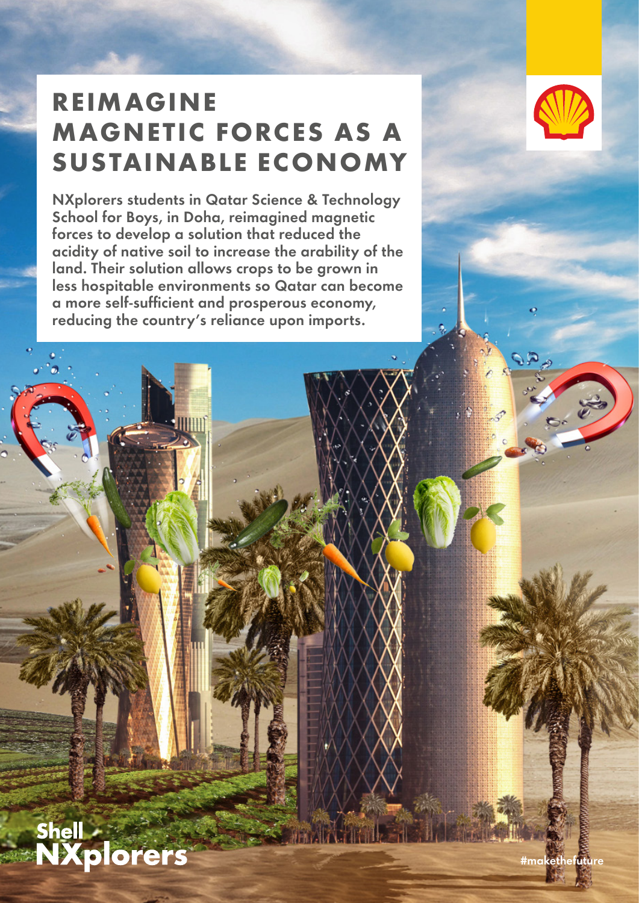# REIMAGINE MAGNETIC FORCES AS A SUSTAINABLE ECONOMY

NXplorers students in Qatar Science & Technology School for Boys, in Doha, reimagined magnetic forces to develop a solution that reduced the acidity of native soil to increase the arability of the land. Their solution allows crops to be grown in less hospitable environments so Qatar can become a more self-sufficient and prosperous economy, reducing the country's reliance upon imports.

Shell NXplorers

#makethefuture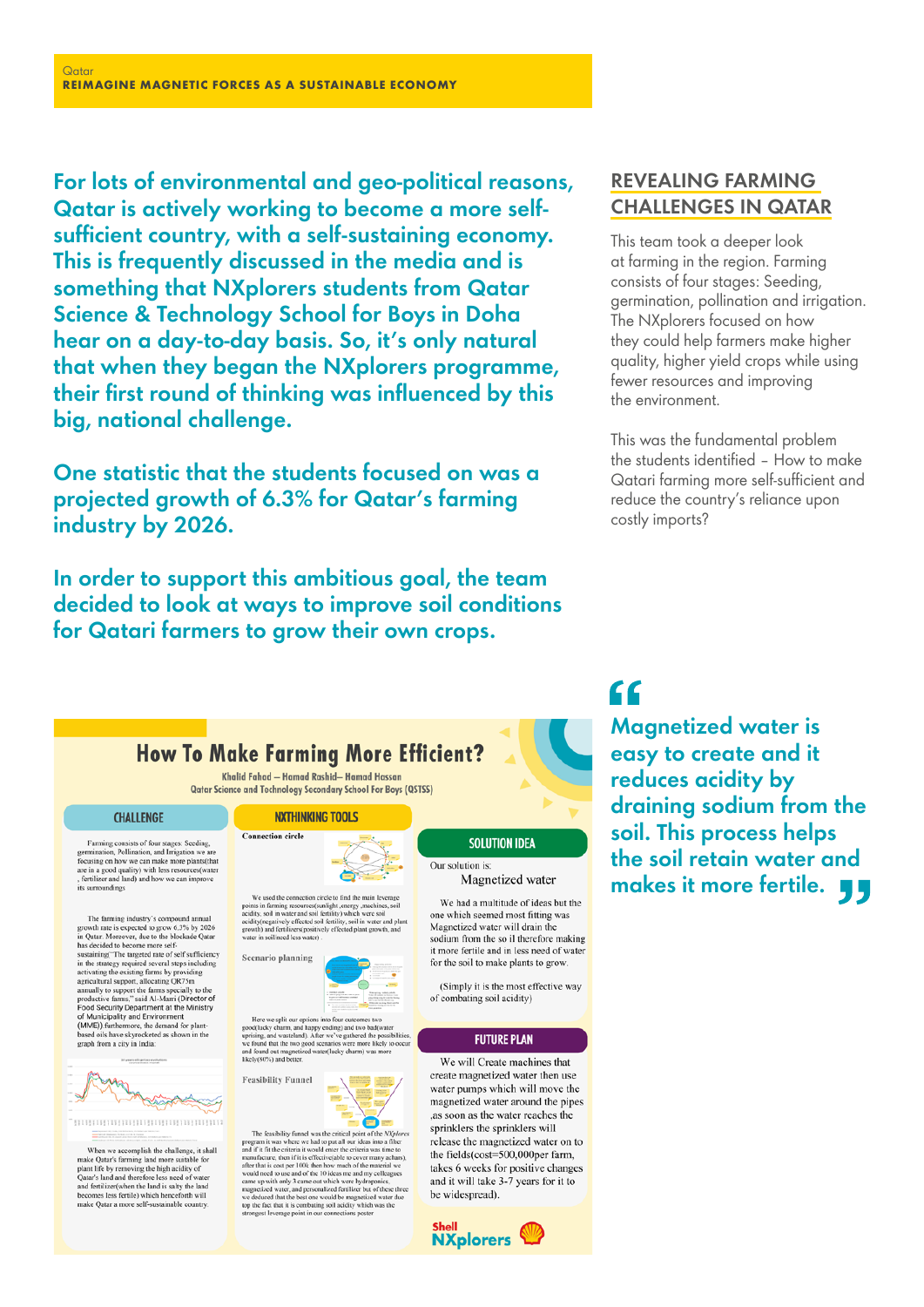Qatar

**REIMAGINE MAGNETIC FORCES AS A SUSTAINABLE ECONOMY**

**For lots of environmental and geo-political reasons, Qatar is actively working to become a more self-sufficient country, with a self-sustaining economy. This is frequently discussed in the media and is something that NXplorers students from Qatar Science & Technology School for Boys in Doha hear on a day-to-day basis. So, it's only natural that when they began the NXplorers programme, their first round of thinking was influenced by this big, national challenge.**

**One statistic that the students focused on was a projected growth of 6.3% for Qatar's farming industry by 2026.**

**In order to support this ambitious goal, the team decided to look at ways to improve soil conditions for Qatari farmers to grow their own crops.**

## REVEALING FARMING CHALLENGES IN QATAR

This team took a deeper look at farming in the region. Farming consists of four stages: Seeding, germination, pollination and irrigation. The NXplorers focused on how they could help farmers make higher quality, higher yield crops while using fewer resources and improving the environment.

This was the fundamental problem the students identified – How to make Qatari farming more self-sufficient and reduce the country's reliance upon costly imports?

# How To Make Farming More Efficient?

Khalid Fahad – Hamad Rashid– Hamad Hassan
Qatar Science and Technology Secondary School For Boys (QSTSS)

### CHALLENGE

Farming consists of four stages: Seeding, germination, Pollination, and Irrigation we are focusing on how we can make more plants(that are in a good quality) with less resources(water , fertilizer and land) and how we can improve its surroundings

The farming industry's compound annual growth rate is expected to grow 6.3% by 2026 in Qatar. Moreover, due to the blockade Qatar has decided to become more self-sustaining"The targeted rate of self sufficiency in the strategy required several steps including activating the existing farms by providing agricultural support, allocating QR75m annually to support the farms specially to the productive farms," said Al-Marri (Director of Food Security Department at the Ministry of Municipality and Environment (MME)) furthermore, the demand for plant-based oils have skyrocketed as shown in the graph from a city in India:

When we accomplish the challenge, it shall make Qatar's farming land more suitable for plant life by removing the high acidity of Qatar's land and therefore less need of water and fertilizer(when the land is salty the land becomes less fertile) which henceforth will make Qatar a more self-sustainable country.

### NXTHINKING TOOLS

**Connection circle**

We used the connection circle to find the main leverage points in farming resources(sunlight ,energy ,machines, soil acidity, soil in water and soil fertility) which were soil acidity(negatively effected soil fertility, soil in water and plant growth) and fertilizers(positively effected plant growth, and water in soil(need less water) .

**Scenario planning**

Here we split our options into four outcomes two good(lucky charm, and happy ending) and two bad(water uprising, and wasteland). After we've gathered the possibilities, we found that the two good scenarios were more likely to occur and found out magnetized water(lucky charm) was more likely(80%) and better.

**Feasibility Funnel**

The feasibility funnel was the critical point of the NXplores program it was where we had to put all our ideas into a filter and if it fit the criteria it would enter the criteria was time to manufacture, then if it is effective(able to cover many acres), after that is cost per 100k then how much of the material we would need to use and of the 10 ideas me and my colleagues came up with only 3 came out which were hydroponics, magnetized water, and personalized fertilizer but of these three we deduced that the best one would be magnetized water due top the fact that it is combating soil acidity which was the strongest leverage point in our connections poster

### SOLUTION IDEA

Our solution is:

Magnetized water

We had a multitude of ideas but the one which seemed most fitting was Magnetized water will drain the sodium from the so il therefore making it more fertile and in less need of water for the soil to make plants to grow.

(Simply it is the most effective way of combating soil acidity)

### FUTURE PLAN

We will Create machines that create magnetized water then use water pumps which will move the magnetized water around the pipes ,as soon as the water reaches the sprinklers the sprinklers will release the magnetized water on to the fields(cost=500,000per farm, takes 6 weeks for positive changes and it will take 3-7 years for it to be widespread).

Shell NXplorers

> **"Magnetized water is easy to create and it reduces acidity by draining sodium from the soil. This process helps the soil retain water and makes it more fertile."**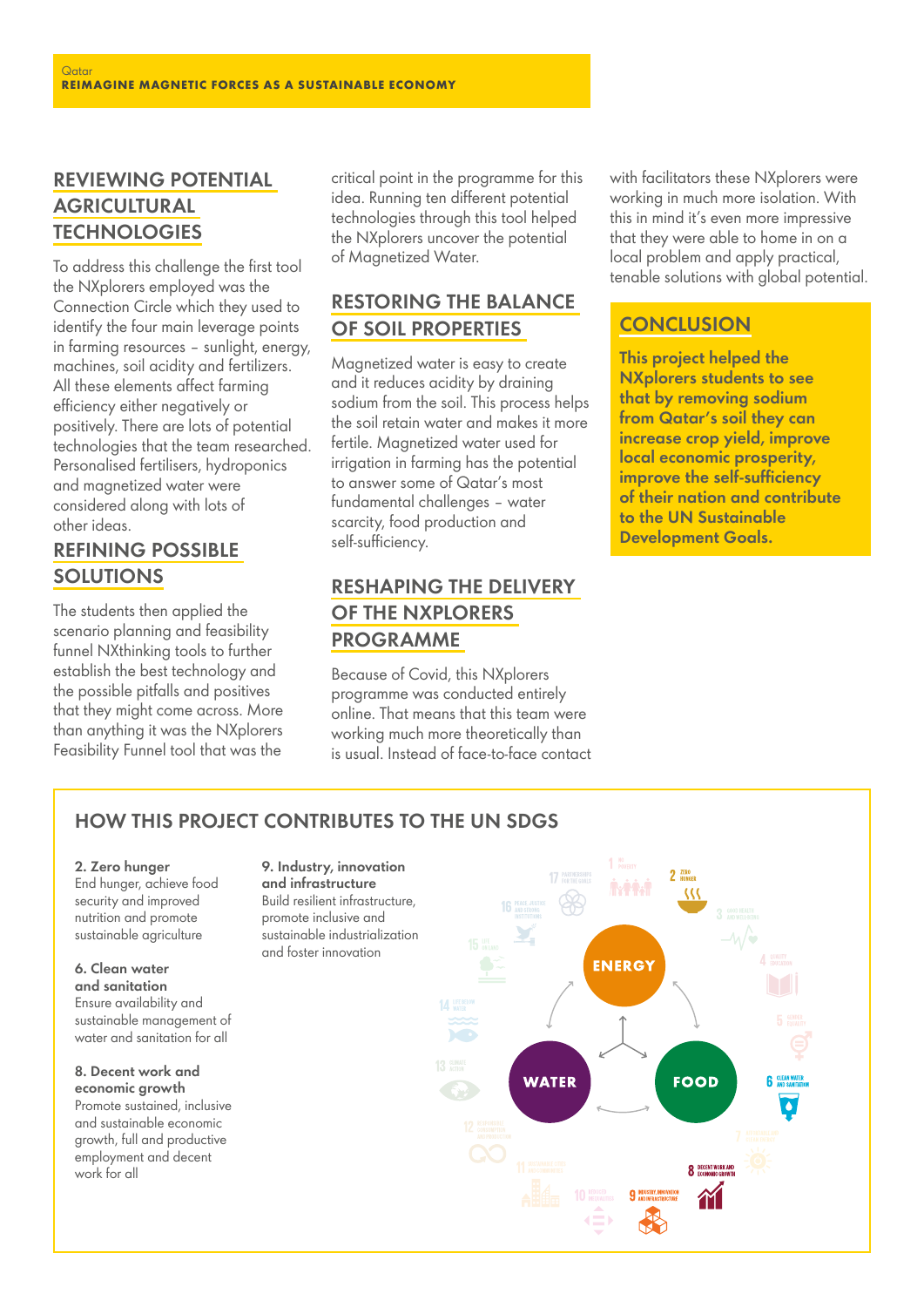Qatar
**REIMAGINE MAGNETIC FORCES AS A SUSTAINABLE ECONOMY**

## REVIEWING POTENTIAL AGRICULTURAL TECHNOLOGIES

To address this challenge the first tool the NXplorers employed was the Connection Circle which they used to identify the four main leverage points in farming resources – sunlight, energy, machines, soil acidity and fertilizers. All these elements affect farming efficiency either negatively or positively. There are lots of potential technologies that the team researched. Personalised fertilisers, hydroponics and magnetized water were considered along with lots of other ideas.

## REFINING POSSIBLE SOLUTIONS

The students then applied the scenario planning and feasibility funnel NXthinking tools to further establish the best technology and the possible pitfalls and positives that they might come across. More than anything it was the NXplorers Feasibility Funnel tool that was the critical point in the programme for this idea. Running ten different potential technologies through this tool helped the NXplorers uncover the potential of Magnetized Water.

## RESTORING THE BALANCE OF SOIL PROPERTIES

Magnetized water is easy to create and it reduces acidity by draining sodium from the soil. This process helps the soil retain water and makes it more fertile. Magnetized water used for irrigation in farming has the potential to answer some of Qatar's most fundamental challenges – water scarcity, food production and self-sufficiency.

## RESHAPING THE DELIVERY OF THE NXPLORERS PROGRAMME

Because of Covid, this NXplorers programme was conducted entirely online. That means that this team were working much more theoretically than is usual. Instead of face-to-face contact with facilitators these NXplorers were working in much more isolation. With this in mind it's even more impressive that they were able to home in on a local problem and apply practical, tenable solutions with global potential.

## CONCLUSION

**This project helped the NXplorers students to see that by removing sodium from Qatar's soil they can increase crop yield, improve local economic prosperity, improve the self-sufficiency of their nation and contribute to the UN Sustainable Development Goals.**

## HOW THIS PROJECT CONTRIBUTES TO THE UN SDGS

**2. Zero hunger**
End hunger, achieve food security and improved nutrition and promote sustainable agriculture

**6. Clean water and sanitation**
Ensure availability and sustainable management of water and sanitation for all

**8. Decent work and economic growth**
Promote sustained, inclusive and sustainable economic growth, full and productive employment and decent work for all

**9. Industry, innovation and infrastructure**
Build resilient infrastructure, promote inclusive and sustainable industrialization and foster innovation

ENERGY
WATER
FOOD